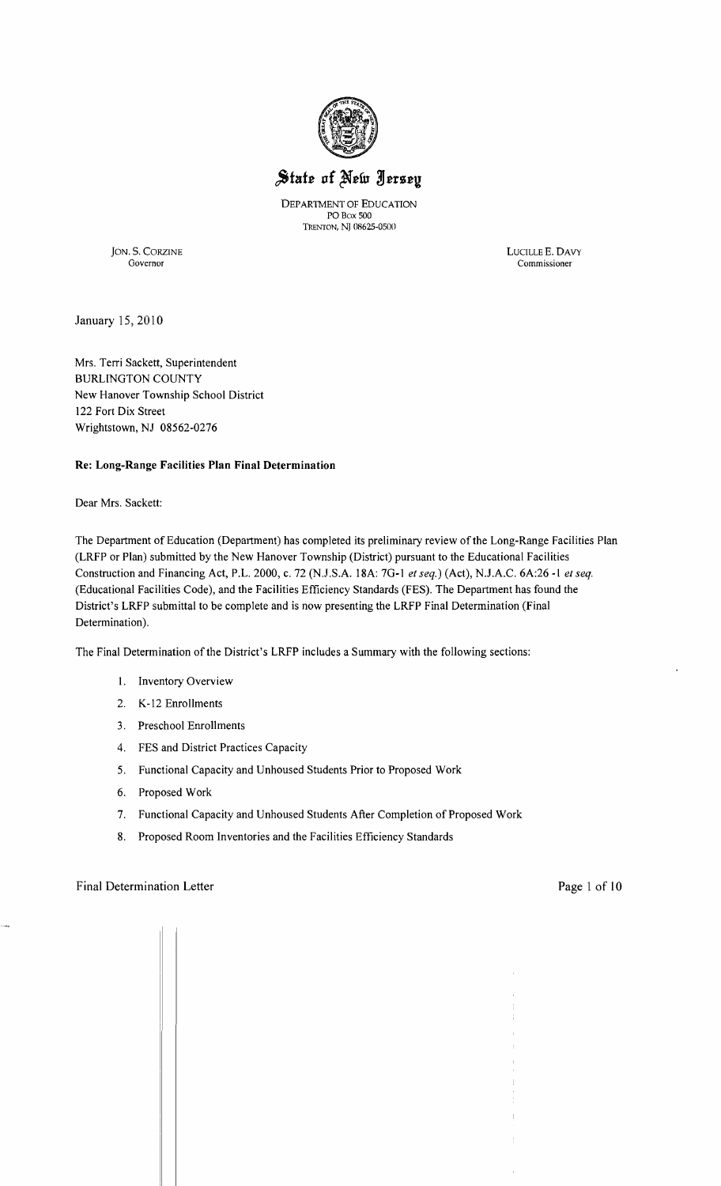# State of New Jersey

DEPARTMENT OF EDUCATION
PO Box 500
TRENTON, NJ 08625-0500

JON. S. CORZINE
Governor

LUCILLE E. DAVY
Commissioner

January 15, 2010

Mrs. Terri Sackett, Superintendent
BURLINGTON COUNTY
New Hanover Township School District
122 Fort Dix Street
Wrightstown, NJ 08562-0276

**Re: Long-Range Facilities Plan Final Determination**

Dear Mrs. Sackett:

The Department of Education (Department) has completed its preliminary review of the Long-Range Facilities Plan (LRFP or Plan) submitted by the New Hanover Township (District) pursuant to the Educational Facilities Construction and Financing Act, P.L. 2000, c. 72 (N.J.S.A. 18A: 7G-1 *et seq.*) (Act), N.J.A.C. 6A:26 -1 *et seq.* (Educational Facilities Code), and the Facilities Efficiency Standards (FES). The Department has found the District's LRFP submittal to be complete and is now presenting the LRFP Final Determination (Final Determination).

The Final Determination of the District's LRFP includes a Summary with the following sections:

1. Inventory Overview
2. K-12 Enrollments
3. Preschool Enrollments
4. FES and District Practices Capacity
5. Functional Capacity and Unhoused Students Prior to Proposed Work
6. Proposed Work
7. Functional Capacity and Unhoused Students After Completion of Proposed Work
8. Proposed Room Inventories and the Facilities Efficiency Standards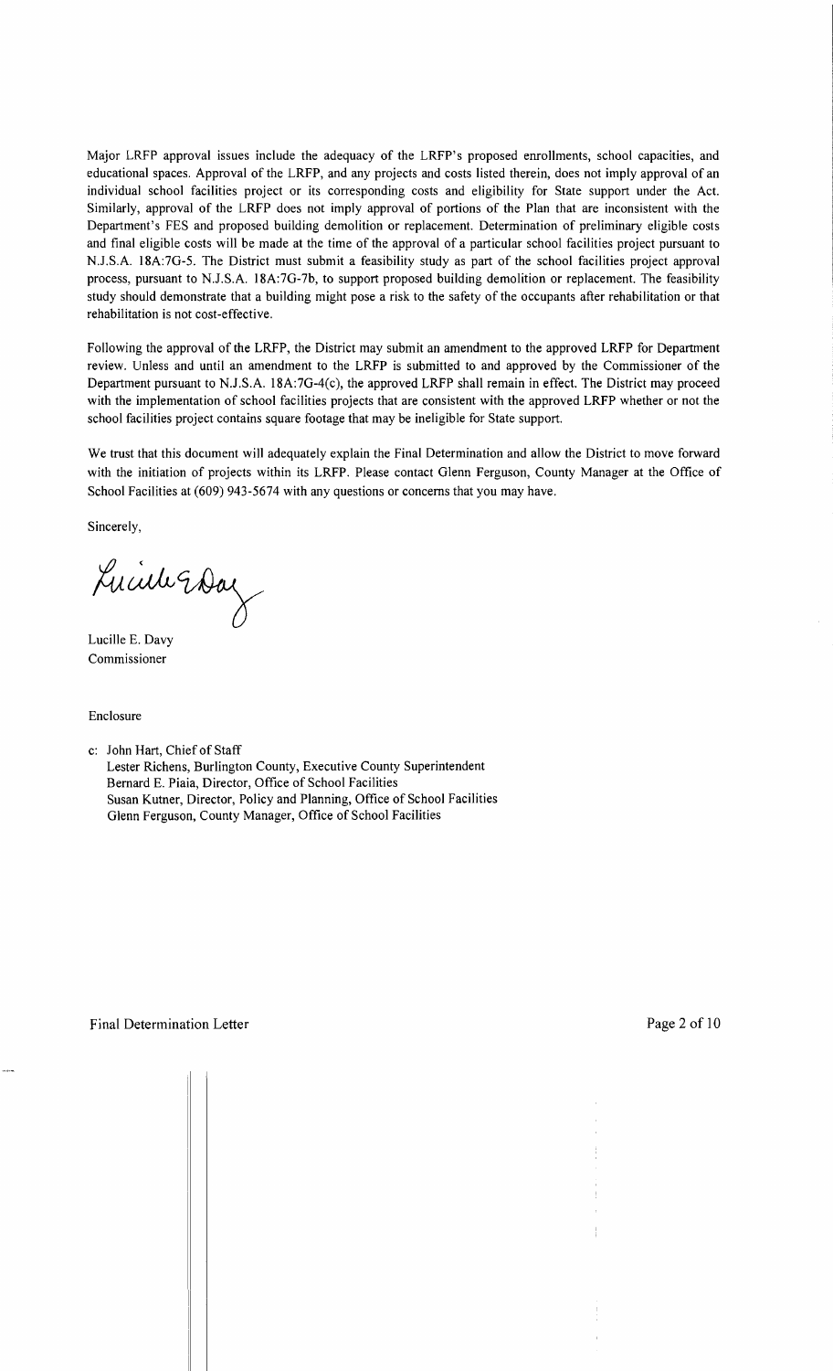Major LRFP approval issues include the adequacy of the LRFP's proposed enrollments, school capacities, and educational spaces. Approval of the LRFP, and any projects and costs listed therein, does not imply approval of an individual school facilities project or its corresponding costs and eligibility for State support under the Act. Similarly, approval of the LRFP does not imply approval of portions of the Plan that are inconsistent with the Department's FES and proposed building demolition or replacement. Determination of preliminary eligible costs and final eligible costs will be made at the time of the approval of a particular school facilities project pursuant to N.J.S.A. 18A:7G-5. The District must submit a feasibility study as part of the school facilities project approval process, pursuant to N.J.S.A. 18A:7G-7b, to support proposed building demolition or replacement. The feasibility study should demonstrate that a building might pose a risk to the safety of the occupants after rehabilitation or that rehabilitation is not cost-effective.

Following the approval of the LRFP, the District may submit an amendment to the approved LRFP for Department review. Unless and until an amendment to the LRFP is submitted to and approved by the Commissioner of the Department pursuant to N.J.S.A. 18A:7G-4(c), the approved LRFP shall remain in effect. The District may proceed with the implementation of school facilities projects that are consistent with the approved LRFP whether or not the school facilities project contains square footage that may be ineligible for State support.

We trust that this document will adequately explain the Final Determination and allow the District to move forward with the initiation of projects within its LRFP. Please contact Glenn Ferguson, County Manager at the Office of School Facilities at (609) 943-5674 with any questions or concerns that you may have.

Sincerely,

Lucille E. Davy
Commissioner

Enclosure

c: John Hart, Chief of Staff
Lester Richens, Burlington County, Executive County Superintendent
Bernard E. Piaia, Director, Office of School Facilities
Susan Kutner, Director, Policy and Planning, Office of School Facilities
Glenn Ferguson, County Manager, Office of School Facilities

Final Determination Letter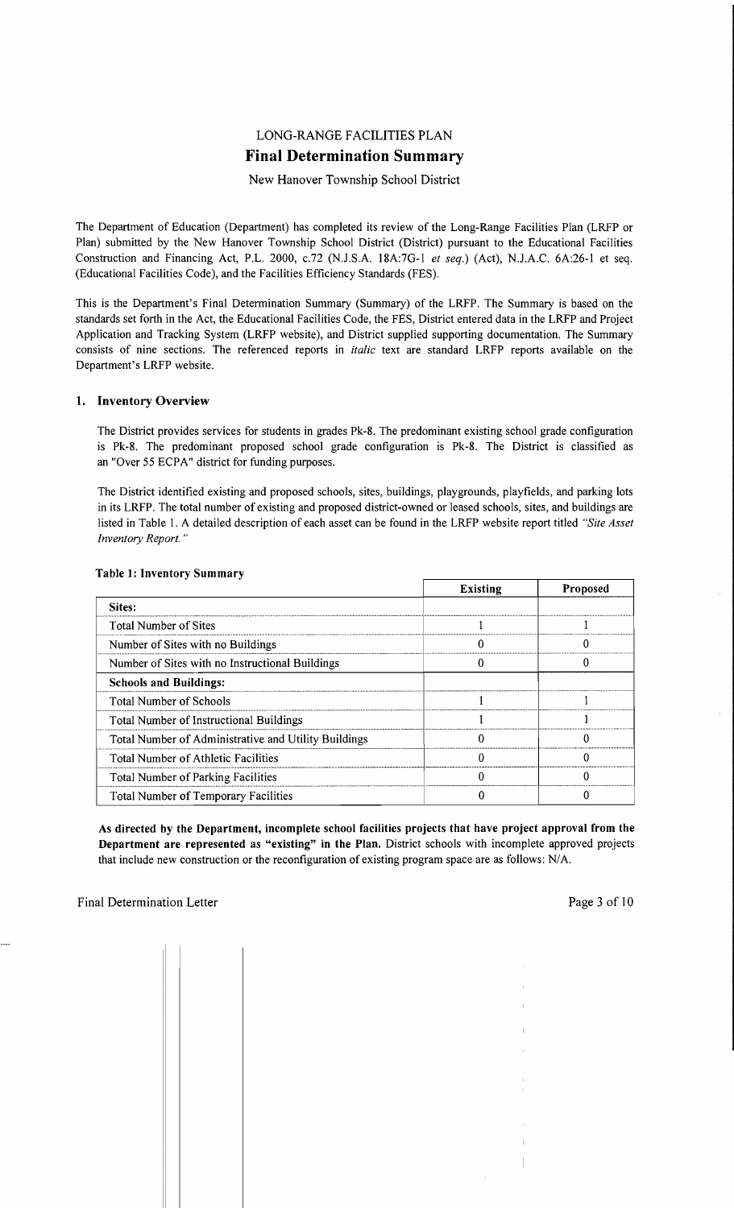# LONG-RANGE FACILITIES PLAN

## Final Determination Summary

New Hanover Township School District

The Department of Education (Department) has completed its review of the Long-Range Facilities Plan (LRFP or Plan) submitted by the New Hanover Township School District (District) pursuant to the Educational Facilities Construction and Financing Act, P.L. 2000, c.72 (N.J.S.A. 18A:7G-1 *et seq.*) (Act), N.J.A.C. 6A:26-1 et seq. (Educational Facilities Code), and the Facilities Efficiency Standards (FES).

This is the Department's Final Determination Summary (Summary) of the LRFP. The Summary is based on the standards set forth in the Act, the Educational Facilities Code, the FES, District entered data in the LRFP and Project Application and Tracking System (LRFP website), and District supplied supporting documentation. The Summary consists of nine sections. The referenced reports in *italic* text are standard LRFP reports available on the Department's LRFP website.

### 1. Inventory Overview

The District provides services for students in grades Pk-8. The predominant existing school grade configuration is Pk-8. The predominant proposed school grade configuration is Pk-8. The District is classified as an "Over 55 ECPA" district for funding purposes.

The District identified existing and proposed schools, sites, buildings, playgrounds, playfields, and parking lots in its LRFP. The total number of existing and proposed district-owned or leased schools, sites, and buildings are listed in Table 1. A detailed description of each asset can be found in the LRFP website report titled *"Site Asset Inventory Report."*

**Table 1: Inventory Summary**

| | Existing | Proposed |
|---|---|---|
| **Sites:** | | |
| Total Number of Sites | 1 | 1 |
| Number of Sites with no Buildings | 0 | 0 |
| Number of Sites with no Instructional Buildings | 0 | 0 |
| **Schools and Buildings:** | | |
| Total Number of Schools | 1 | 1 |
| Total Number of Instructional Buildings | 1 | 1 |
| Total Number of Administrative and Utility Buildings | 0 | 0 |
| Total Number of Athletic Facilities | 0 | 0 |
| Total Number of Parking Facilities | 0 | 0 |
| Total Number of Temporary Facilities | 0 | 0 |

**As directed by the Department, incomplete school facilities projects that have project approval from the Department are represented as "existing" in the Plan.** District schools with incomplete approved projects that include new construction or the reconfiguration of existing program space are as follows: N/A.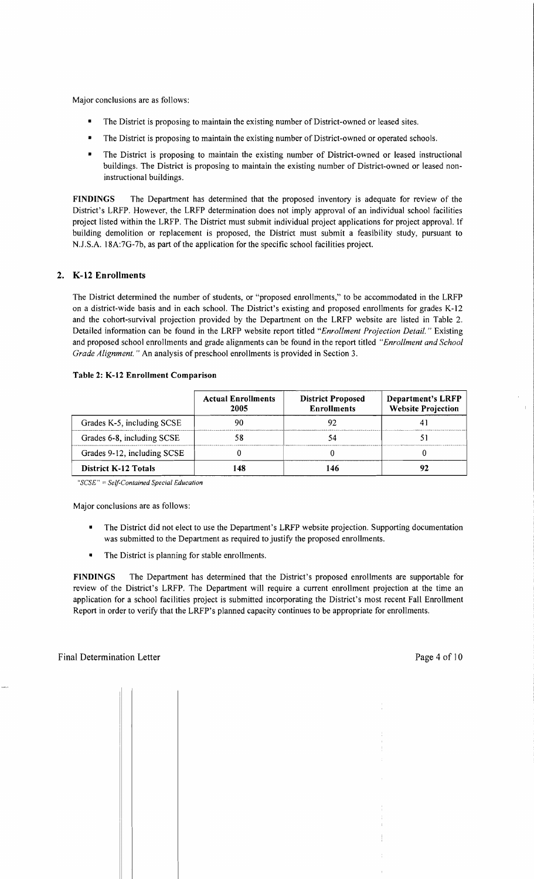Major conclusions are as follows:

- The District is proposing to maintain the existing number of District-owned or leased sites.
- The District is proposing to maintain the existing number of District-owned or operated schools.
- The District is proposing to maintain the existing number of District-owned or leased instructional buildings. The District is proposing to maintain the existing number of District-owned or leased non-instructional buildings.

**FINDINGS** The Department has determined that the proposed inventory is adequate for review of the District's LRFP. However, the LRFP determination does not imply approval of an individual school facilities project listed within the LRFP. The District must submit individual project applications for project approval. If building demolition or replacement is proposed, the District must submit a feasibility study, pursuant to N.J.S.A. 18A:7G-7b, as part of the application for the specific school facilities project.

## 2. K-12 Enrollments

The District determined the number of students, or "proposed enrollments," to be accommodated in the LRFP on a district-wide basis and in each school. The District's existing and proposed enrollments for grades K-12 and the cohort-survival projection provided by the Department on the LRFP website are listed in Table 2. Detailed information can be found in the LRFP website report titled *"Enrollment Projection Detail."* Existing and proposed school enrollments and grade alignments can be found in the report titled *"Enrollment and School Grade Alignment."* An analysis of preschool enrollments is provided in Section 3.

**Table 2: K-12 Enrollment Comparison**

| | Actual Enrollments 2005 | District Proposed Enrollments | Department's LRFP Website Projection |
|---|---|---|---|
| Grades K-5, including SCSE | 90 | 92 | 41 |
| Grades 6-8, including SCSE | 58 | 54 | 51 |
| Grades 9-12, including SCSE | 0 | 0 | 0 |
| **District K-12 Totals** | **148** | **146** | **92** |

*"SCSE" = Self-Contained Special Education*

Major conclusions are as follows:

- The District did not elect to use the Department's LRFP website projection. Supporting documentation was submitted to the Department as required to justify the proposed enrollments.
- The District is planning for stable enrollments.

**FINDINGS** The Department has determined that the District's proposed enrollments are supportable for review of the District's LRFP. The Department will require a current enrollment projection at the time an application for a school facilities project is submitted incorporating the District's most recent Fall Enrollment Report in order to verify that the LRFP's planned capacity continues to be appropriate for enrollments.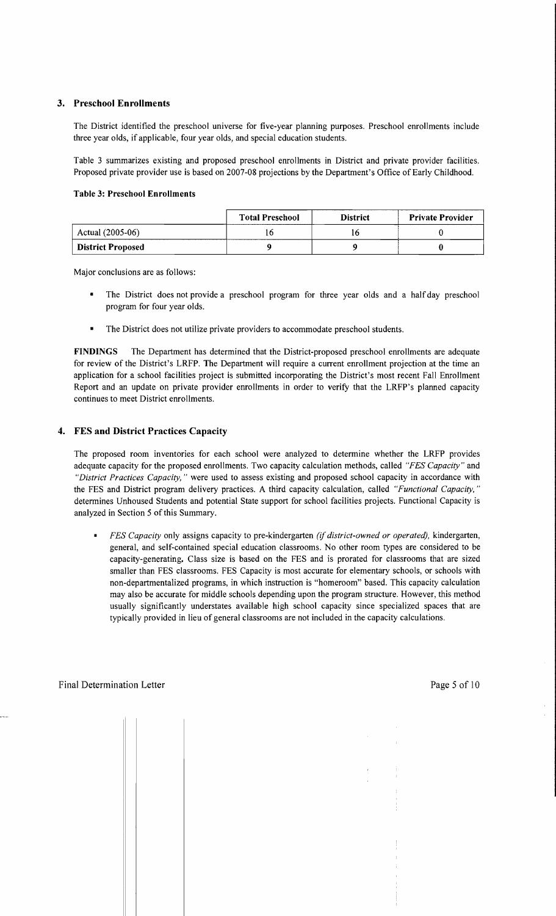## 3. Preschool Enrollments

The District identified the preschool universe for five-year planning purposes. Preschool enrollments include three year olds, if applicable, four year olds, and special education students.

Table 3 summarizes existing and proposed preschool enrollments in District and private provider facilities. Proposed private provider use is based on 2007-08 projections by the Department's Office of Early Childhood.

**Table 3: Preschool Enrollments**

| | Total Preschool | District | Private Provider |
|---|---|---|---|
| Actual (2005-06) | 16 | 16 | 0 |
| **District Proposed** | **9** | **9** | **0** |

Major conclusions are as follows:

- The District does not provide a preschool program for three year olds and a half day preschool program for four year olds.
- The District does not utilize private providers to accommodate preschool students.

**FINDINGS** The Department has determined that the District-proposed preschool enrollments are adequate for review of the District's LRFP. The Department will require a current enrollment projection at the time an application for a school facilities project is submitted incorporating the District's most recent Fall Enrollment Report and an update on private provider enrollments in order to verify that the LRFP's planned capacity continues to meet District enrollments.

## 4. FES and District Practices Capacity

The proposed room inventories for each school were analyzed to determine whether the LRFP provides adequate capacity for the proposed enrollments. Two capacity calculation methods, called *"FES Capacity"* and *"District Practices Capacity,"* were used to assess existing and proposed school capacity in accordance with the FES and District program delivery practices. A third capacity calculation, called *"Functional Capacity,"* determines Unhoused Students and potential State support for school facilities projects. Functional Capacity is analyzed in Section 5 of this Summary.

- *FES Capacity* only assigns capacity to pre-kindergarten *(if district-owned or operated),* kindergarten, general, and self-contained special education classrooms. No other room types are considered to be capacity-generating. Class size is based on the FES and is prorated for classrooms that are sized smaller than FES classrooms. FES Capacity is most accurate for elementary schools, or schools with non-departmentalized programs, in which instruction is "homeroom" based. This capacity calculation may also be accurate for middle schools depending upon the program structure. However, this method usually significantly understates available high school capacity since specialized spaces that are typically provided in lieu of general classrooms are not included in the capacity calculations.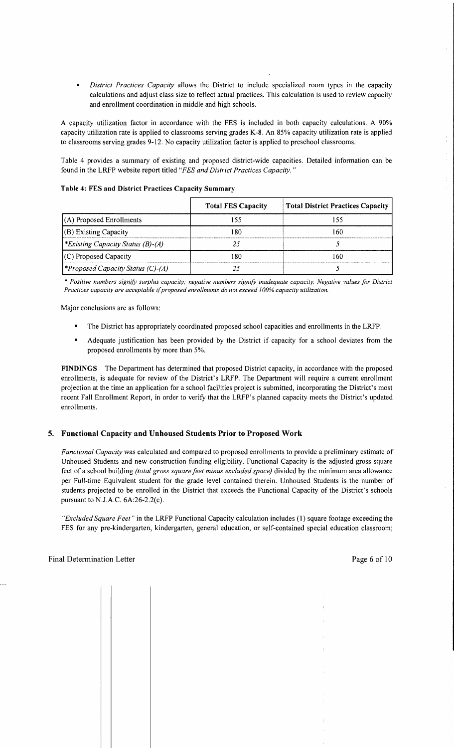- *District Practices Capacity* allows the District to include specialized room types in the capacity calculations and adjust class size to reflect actual practices. This calculation is used to review capacity and enrollment coordination in middle and high schools.

A capacity utilization factor in accordance with the FES is included in both capacity calculations. A 90% capacity utilization rate is applied to classrooms serving grades K-8. An 85% capacity utilization rate is applied to classrooms serving grades 9-12. No capacity utilization factor is applied to preschool classrooms.

Table 4 provides a summary of existing and proposed district-wide capacities. Detailed information can be found in the LRFP website report titled *"FES and District Practices Capacity."*

**Table 4: FES and District Practices Capacity Summary**

| | Total FES Capacity | Total District Practices Capacity |
|---|---|---|
| (A) Proposed Enrollments | 155 | 155 |
| (B) Existing Capacity | 180 | 160 |
| *\*Existing Capacity Status (B)-(A)* | *25* | *5* |
| (C) Proposed Capacity | 180 | 160 |
| *\*Proposed Capacity Status (C)-(A)* | *25* | *5* |

*\* Positive numbers signify surplus capacity; negative numbers signify inadequate capacity. Negative values for District Practices capacity are acceptable if proposed enrollments do not exceed 100% capacity utilization.*

Major conclusions are as follows:

- The District has appropriately coordinated proposed school capacities and enrollments in the LRFP.
- Adequate justification has been provided by the District if capacity for a school deviates from the proposed enrollments by more than 5%.

**FINDINGS** The Department has determined that proposed District capacity, in accordance with the proposed enrollments, is adequate for review of the District's LRFP. The Department will require a current enrollment projection at the time an application for a school facilities project is submitted, incorporating the District's most recent Fall Enrollment Report, in order to verify that the LRFP's planned capacity meets the District's updated enrollments.

## 5. Functional Capacity and Unhoused Students Prior to Proposed Work

*Functional Capacity* was calculated and compared to proposed enrollments to provide a preliminary estimate of Unhoused Students and new construction funding eligibility. Functional Capacity is the adjusted gross square feet of a school building *(total gross square feet minus excluded space)* divided by the minimum area allowance per Full-time Equivalent student for the grade level contained therein. Unhoused Students is the number of students projected to be enrolled in the District that exceeds the Functional Capacity of the District's schools pursuant to N.J.A.C. 6A:26-2.2(c).

*"Excluded Square Feet"* in the LRFP Functional Capacity calculation includes (1) square footage exceeding the FES for any pre-kindergarten, kindergarten, general education, or self-contained special education classroom;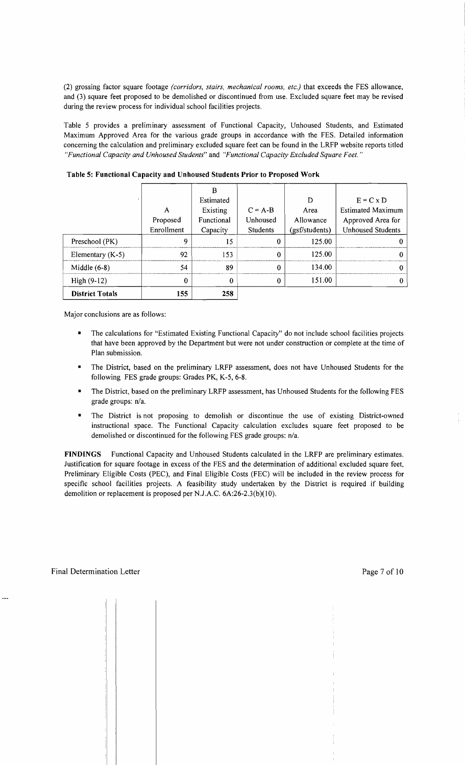(2) grossing factor square footage *(corridors, stairs, mechanical rooms, etc.)* that exceeds the FES allowance, and (3) square feet proposed to be demolished or discontinued from use. Excluded square feet may be revised during the review process for individual school facilities projects.

Table 5 provides a preliminary assessment of Functional Capacity, Unhoused Students, and Estimated Maximum Approved Area for the various grade groups in accordance with the FES. Detailed information concerning the calculation and preliminary excluded square feet can be found in the LRFP website reports titled *"Functional Capacity and Unhoused Students"* and *"Functional Capacity Excluded Square Feet."*

**Table 5: Functional Capacity and Unhoused Students Prior to Proposed Work**

| | A Proposed Enrollment | B Estimated Existing Functional Capacity | C = A-B Unhoused Students | D Area Allowance (gsf/students) | E = C x D Estimated Maximum Approved Area for Unhoused Students |
|---|---|---|---|---|---|
| Preschool (PK) | 9 | 15 | 0 | 125.00 | 0 |
| Elementary (K-5) | 92 | 153 | 0 | 125.00 | 0 |
| Middle (6-8) | 54 | 89 | 0 | 134.00 | 0 |
| High (9-12) | 0 | 0 | 0 | 151.00 | 0 |
| **District Totals** | **155** | **258** | | | |

Major conclusions are as follows:

- The calculations for "Estimated Existing Functional Capacity" do not include school facilities projects that have been approved by the Department but were not under construction or complete at the time of Plan submission.
- The District, based on the preliminary LRFP assessment, does not have Unhoused Students for the following FES grade groups: Grades PK, K-5, 6-8.
- The District, based on the preliminary LRFP assessment, has Unhoused Students for the following FES grade groups: n/a.
- The District is not proposing to demolish or discontinue the use of existing District-owned instructional space. The Functional Capacity calculation excludes square feet proposed to be demolished or discontinued for the following FES grade groups: n/a.

**FINDINGS** Functional Capacity and Unhoused Students calculated in the LRFP are preliminary estimates. Justification for square footage in excess of the FES and the determination of additional excluded square feet, Preliminary Eligible Costs (PEC), and Final Eligible Costs (FEC) will be included in the review process for specific school facilities projects. A feasibility study undertaken by the District is required if building demolition or replacement is proposed per N.J.A.C. 6A:26-2.3(b)(10).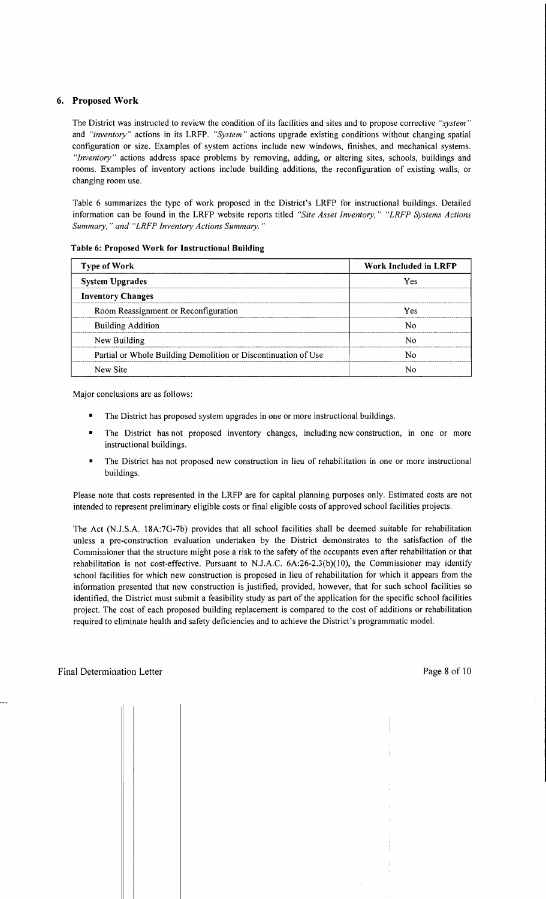## 6. Proposed Work

The District was instructed to review the condition of its facilities and sites and to propose corrective *"system"* and *"inventory"* actions in its LRFP. *"System"* actions upgrade existing conditions without changing spatial configuration or size. Examples of system actions include new windows, finishes, and mechanical systems. *"Inventory"* actions address space problems by removing, adding, or altering sites, schools, buildings and rooms. Examples of inventory actions include building additions, the reconfiguration of existing walls, or changing room use.

Table 6 summarizes the type of work proposed in the District's LRFP for instructional buildings. Detailed information can be found in the LRFP website reports titled *"Site Asset Inventory," "LRFP Systems Actions Summary," and "LRFP Inventory Actions Summary."*

**Table 6: Proposed Work for Instructional Building**

| Type of Work | Work Included in LRFP |
|---|---|
| **System Upgrades** | Yes |
| **Inventory Changes** | |
| Room Reassignment or Reconfiguration | Yes |
| Building Addition | No |
| New Building | No |
| Partial or Whole Building Demolition or Discontinuation of Use | No |
| New Site | No |

Major conclusions are as follows:

- The District has proposed system upgrades in one or more instructional buildings.
- The District has not proposed inventory changes, including new construction, in one or more instructional buildings.
- The District has not proposed new construction in lieu of rehabilitation in one or more instructional buildings.

Please note that costs represented in the LRFP are for capital planning purposes only. Estimated costs are not intended to represent preliminary eligible costs or final eligible costs of approved school facilities projects.

The Act (N.J.S.A. 18A:7G-7b) provides that all school facilities shall be deemed suitable for rehabilitation unless a pre-construction evaluation undertaken by the District demonstrates to the satisfaction of the Commissioner that the structure might pose a risk to the safety of the occupants even after rehabilitation or that rehabilitation is not cost-effective. Pursuant to N.J.A.C. 6A:26-2.3(b)(10), the Commissioner may identify school facilities for which new construction is proposed in lieu of rehabilitation for which it appears from the information presented that new construction is justified, provided, however, that for such school facilities so identified, the District must submit a feasibility study as part of the application for the specific school facilities project. The cost of each proposed building replacement is compared to the cost of additions or rehabilitation required to eliminate health and safety deficiencies and to achieve the District's programmatic model.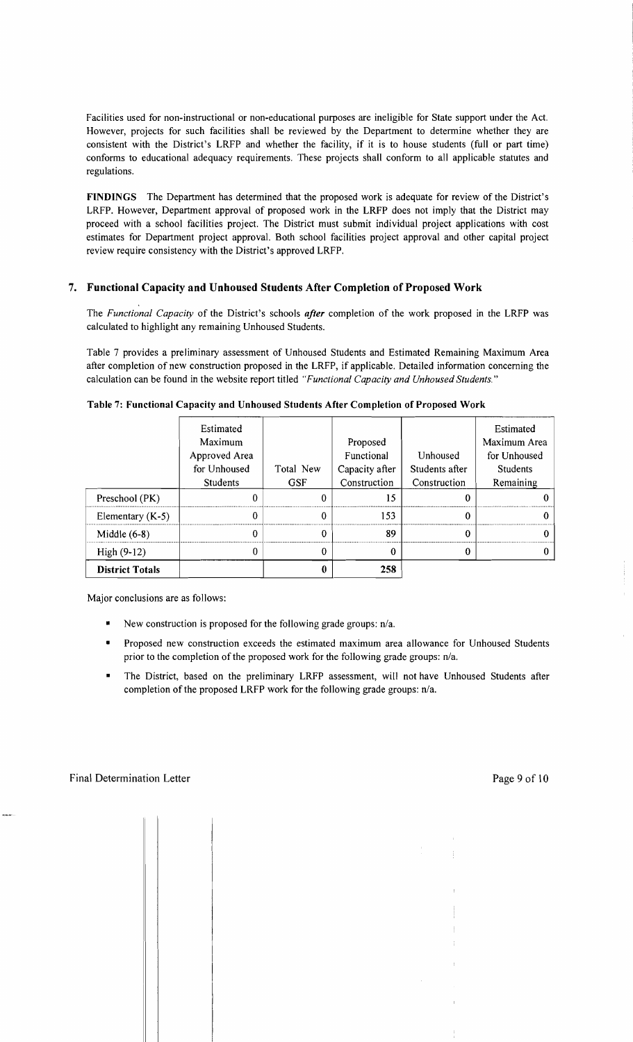Facilities used for non-instructional or non-educational purposes are ineligible for State support under the Act. However, projects for such facilities shall be reviewed by the Department to determine whether they are consistent with the District's LRFP and whether the facility, if it is to house students (full or part time) conforms to educational adequacy requirements. These projects shall conform to all applicable statutes and regulations.

**FINDINGS** The Department has determined that the proposed work is adequate for review of the District's LRFP. However, Department approval of proposed work in the LRFP does not imply that the District may proceed with a school facilities project. The District must submit individual project applications with cost estimates for Department project approval. Both school facilities project approval and other capital project review require consistency with the District's approved LRFP.

## 7. Functional Capacity and Unhoused Students After Completion of Proposed Work

The *Functional Capacity* of the District's schools ***after*** completion of the work proposed in the LRFP was calculated to highlight any remaining Unhoused Students.

Table 7 provides a preliminary assessment of Unhoused Students and Estimated Remaining Maximum Area after completion of new construction proposed in the LRFP, if applicable. Detailed information concerning the calculation can be found in the website report titled *"Functional Capacity and Unhoused Students."*

**Table 7: Functional Capacity and Unhoused Students After Completion of Proposed Work**

| | Estimated Maximum Approved Area for Unhoused Students | Total New GSF | Proposed Functional Capacity after Construction | Unhoused Students after Construction | Estimated Maximum Area for Unhoused Students Remaining |
|---|---|---|---|---|---|
| Preschool (PK) | 0 | 0 | 15 | 0 | 0 |
| Elementary (K-5) | 0 | 0 | 153 | 0 | 0 |
| Middle (6-8) | 0 | 0 | 89 | 0 | 0 |
| High (9-12) | 0 | 0 | 0 | 0 | 0 |
| **District Totals** | | 0 | 258 | | |

Major conclusions are as follows:

- New construction is proposed for the following grade groups: n/a.
- Proposed new construction exceeds the estimated maximum area allowance for Unhoused Students prior to the completion of the proposed work for the following grade groups: n/a.
- The District, based on the preliminary LRFP assessment, will not have Unhoused Students after completion of the proposed LRFP work for the following grade groups: n/a.

Final Determination Letter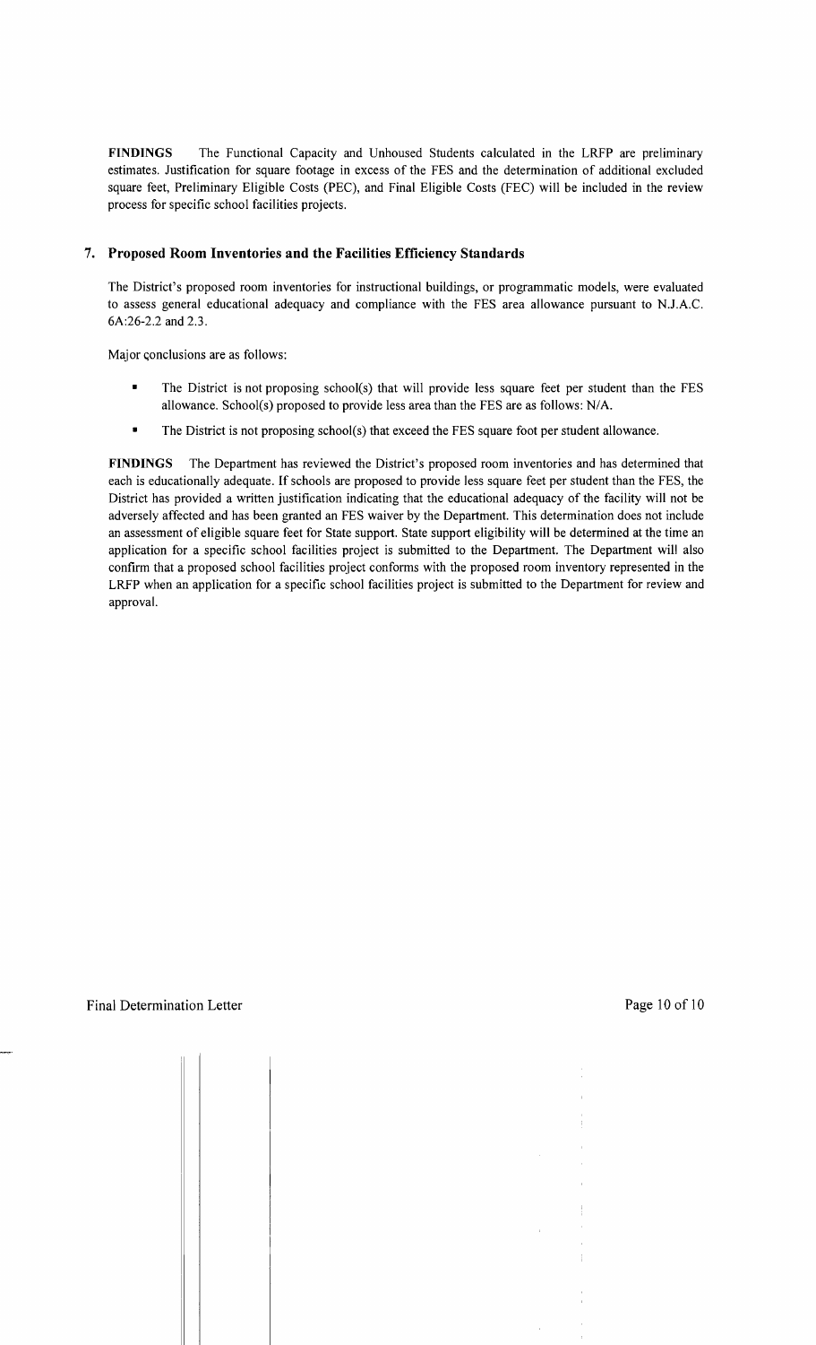**FINDINGS** The Functional Capacity and Unhoused Students calculated in the LRFP are preliminary estimates. Justification for square footage in excess of the FES and the determination of additional excluded square feet, Preliminary Eligible Costs (PEC), and Final Eligible Costs (FEC) will be included in the review process for specific school facilities projects.

## 7. Proposed Room Inventories and the Facilities Efficiency Standards

The District's proposed room inventories for instructional buildings, or programmatic models, were evaluated to assess general educational adequacy and compliance with the FES area allowance pursuant to N.J.A.C. 6A:26-2.2 and 2.3.

Major conclusions are as follows:

- The District is not proposing school(s) that will provide less square feet per student than the FES allowance. School(s) proposed to provide less area than the FES are as follows: N/A.
- The District is not proposing school(s) that exceed the FES square foot per student allowance.

**FINDINGS** The Department has reviewed the District's proposed room inventories and has determined that each is educationally adequate. If schools are proposed to provide less square feet per student than the FES, the District has provided a written justification indicating that the educational adequacy of the facility will not be adversely affected and has been granted an FES waiver by the Department. This determination does not include an assessment of eligible square feet for State support. State support eligibility will be determined at the time an application for a specific school facilities project is submitted to the Department. The Department will also confirm that a proposed school facilities project conforms with the proposed room inventory represented in the LRFP when an application for a specific school facilities project is submitted to the Department for review and approval.